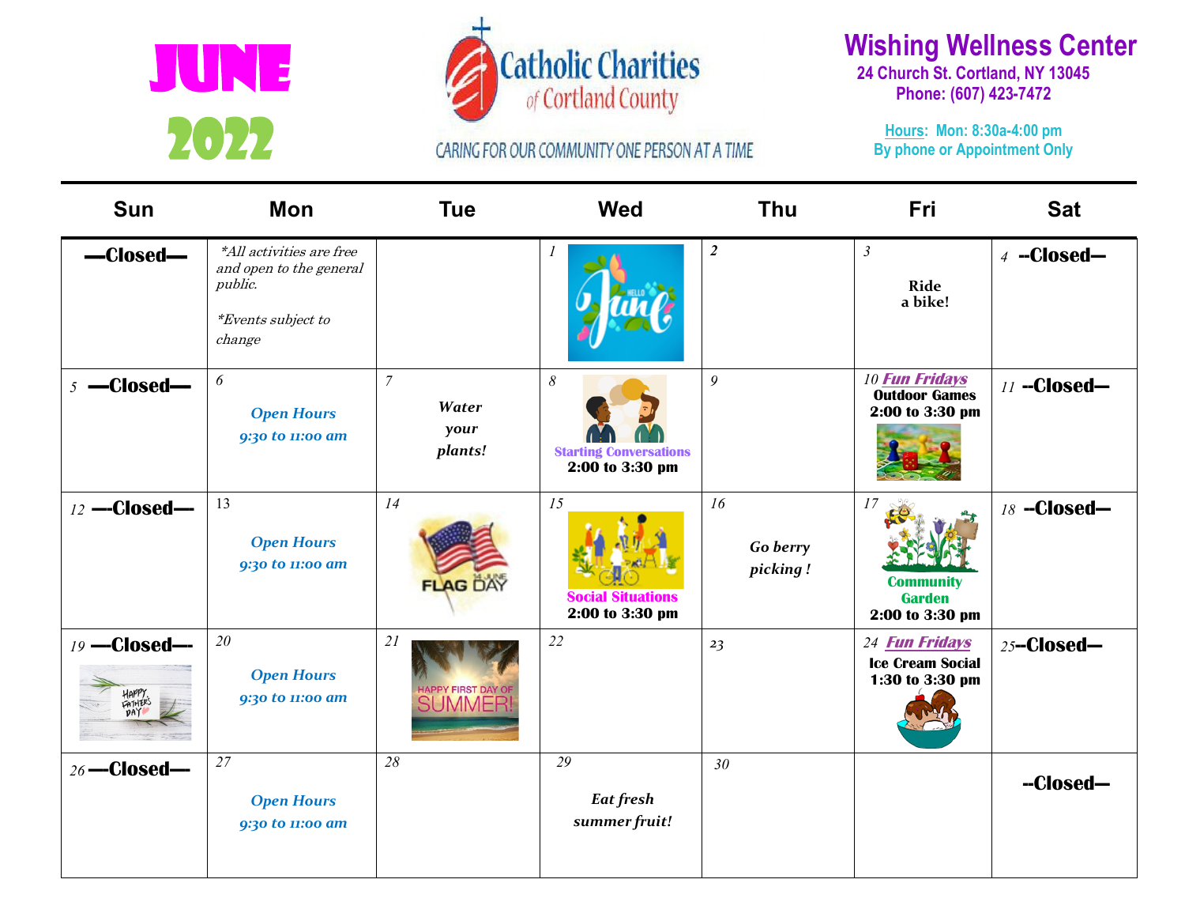# JUNE 2022

Catholic Charities of Cortland County

CARING FOR OUR COMMUNITY ONE PERSON AT A TIME

## Wishing Wellness Center

**24 Church St. Cortland, NY 13045**
**Phone: (607) 423-7472**

**Hours: Mon: 8:30a-4:00 pm**
**By phone or Appointment Only**

| Sun | Mon | Tue | Wed | Thu | Fri | Sat |
|---|---|---|---|---|---|---|
| **—Closed—** | *\*All activities are free and open to the general public.* *\*Events subject to change* | | 1 | 2 | 3 **Ride a bike!** | 4 **--Closed—** |
| 5 **—Closed—** | 6 *Open Hours 9:30 to 11:00 am* | 7 *Water your plants!* | 8 **Starting Conversations** **2:00 to 3:30 pm** | 9 | 10 ***Fun Fridays*** **Outdoor Games** **2:00 to 3:30 pm** | 11 **--Closed—** |
| 12 **—-Closed—** | 13 *Open Hours 9:30 to 11:00 am* | 14 FLAG DAY | 15 **Social Situations** **2:00 to 3:30 pm** | 16 *Go berry picking !* | 17 **Community Garden** **2:00 to 3:30 pm** | 18 **--Closed—** |
| 19 **—Closed—-** HAPPY FATHER'S DAY | 20 *Open Hours 9:30 to 11:00 am* | 21 HAPPY FIRST DAY OF SUMMER! | 22 | 23 | 24 ***Fun Fridays*** **Ice Cream Social** **1:30 to 3:30 pm** | 25 **--Closed—** |
| 26 **—-Closed—** | 27 *Open Hours 9:30 to 11:00 am* | 28 | 29 *Eat fresh summer fruit!* | 30 | | **--Closed—** |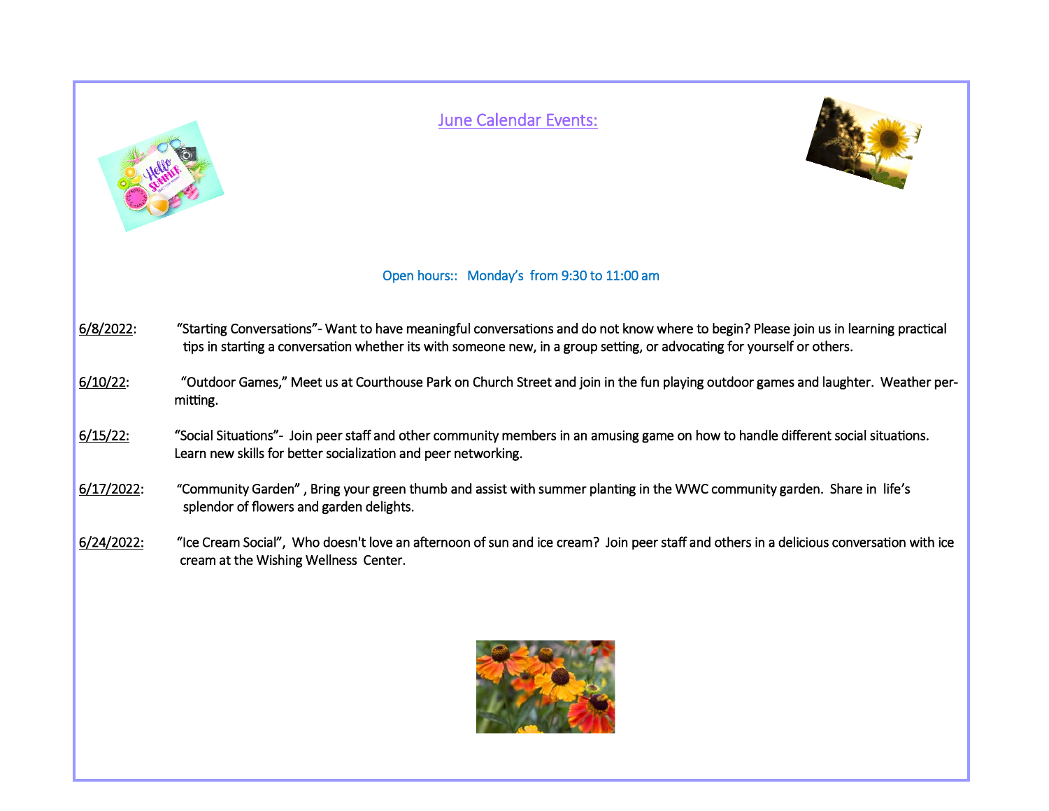## June Calendar Events:

Open hours:: Monday's from 9:30 to 11:00 am

6/8/2022: "Starting Conversations"- Want to have meaningful conversations and do not know where to begin? Please join us in learning practical tips in starting a conversation whether its with someone new, in a group setting, or advocating for yourself or others.

6/10/22: "Outdoor Games," Meet us at Courthouse Park on Church Street and join in the fun playing outdoor games and laughter. Weather permitting.

6/15/22: "Social Situations"- Join peer staff and other community members in an amusing game on how to handle different social situations. Learn new skills for better socialization and peer networking.

6/17/2022: "Community Garden" , Bring your green thumb and assist with summer planting in the WWC community garden. Share in life's splendor of flowers and garden delights.

6/24/2022: "Ice Cream Social", Who doesn't love an afternoon of sun and ice cream? Join peer staff and others in a delicious conversation with ice cream at the Wishing Wellness Center.